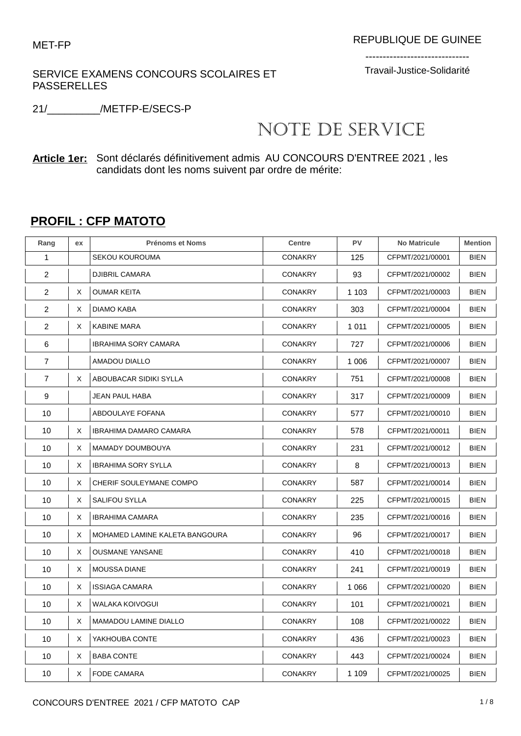MET-FP

REPUBLIQUE DE GUINEE

------------------------------

Travail-Justice-Solidarité

SERVICE EXAMENS CONCOURS SCOLAIRES ET PASSERELLES

21/_________/METFP-E/SECS-P

# NOTE DE SERVICE

**Article 1er:** Sont déclarés définitivement admis AU CONCOURS D'ENTREE 2021 , les candidats dont les noms suivent par ordre de mérite:

## PROFIL : CFP MATOTO

| Rang | ex | Prénoms et Noms | Centre | PV | No Matricule | Mention |
|---|---|---|---|---|---|---|
| 1 | | SEKOU KOUROUMA | CONAKRY | 125 | CFPMT/2021/00001 | BIEN |
| 2 | | DJIBRIL CAMARA | CONAKRY | 93 | CFPMT/2021/00002 | BIEN |
| 2 | X | OUMAR KEITA | CONAKRY | 1 103 | CFPMT/2021/00003 | BIEN |
| 2 | X | DIAMO KABA | CONAKRY | 303 | CFPMT/2021/00004 | BIEN |
| 2 | X | KABINE MARA | CONAKRY | 1 011 | CFPMT/2021/00005 | BIEN |
| 6 | | IBRAHIMA SORY CAMARA | CONAKRY | 727 | CFPMT/2021/00006 | BIEN |
| 7 | | AMADOU DIALLO | CONAKRY | 1 006 | CFPMT/2021/00007 | BIEN |
| 7 | X | ABOUBACAR SIDIKI SYLLA | CONAKRY | 751 | CFPMT/2021/00008 | BIEN |
| 9 | | JEAN PAUL HABA | CONAKRY | 317 | CFPMT/2021/00009 | BIEN |
| 10 | | ABDOULAYE FOFANA | CONAKRY | 577 | CFPMT/2021/00010 | BIEN |
| 10 | X | IBRAHIMA DAMARO CAMARA | CONAKRY | 578 | CFPMT/2021/00011 | BIEN |
| 10 | X | MAMADY DOUMBOUYA | CONAKRY | 231 | CFPMT/2021/00012 | BIEN |
| 10 | X | IBRAHIMA SORY SYLLA | CONAKRY | 8 | CFPMT/2021/00013 | BIEN |
| 10 | X | CHERIF SOULEYMANE COMPO | CONAKRY | 587 | CFPMT/2021/00014 | BIEN |
| 10 | X | SALIFOU SYLLA | CONAKRY | 225 | CFPMT/2021/00015 | BIEN |
| 10 | X | IBRAHIMA CAMARA | CONAKRY | 235 | CFPMT/2021/00016 | BIEN |
| 10 | X | MOHAMED LAMINE KALETA BANGOURA | CONAKRY | 96 | CFPMT/2021/00017 | BIEN |
| 10 | X | OUSMANE YANSANE | CONAKRY | 410 | CFPMT/2021/00018 | BIEN |
| 10 | X | MOUSSA DIANE | CONAKRY | 241 | CFPMT/2021/00019 | BIEN |
| 10 | X | ISSIAGA CAMARA | CONAKRY | 1 066 | CFPMT/2021/00020 | BIEN |
| 10 | X | WALAKA KOIVOGUI | CONAKRY | 101 | CFPMT/2021/00021 | BIEN |
| 10 | X | MAMADOU LAMINE DIALLO | CONAKRY | 108 | CFPMT/2021/00022 | BIEN |
| 10 | X | YAKHOUBA CONTE | CONAKRY | 436 | CFPMT/2021/00023 | BIEN |
| 10 | X | BABA CONTE | CONAKRY | 443 | CFPMT/2021/00024 | BIEN |
| 10 | X | FODE CAMARA | CONAKRY | 1 109 | CFPMT/2021/00025 | BIEN |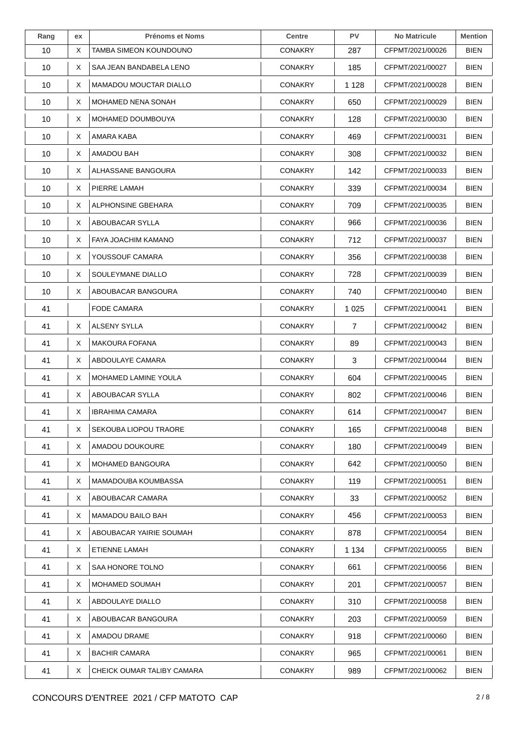| Rang | ex | Prénoms et Noms | Centre | PV | No Matricule | Mention |
|---|---|---|---|---|---|---|
| 10 | X | TAMBA SIMEON KOUNDOUNO | CONAKRY | 287 | CFPMT/2021/00026 | BIEN |
| 10 | X | SAA JEAN BANDABELA LENO | CONAKRY | 185 | CFPMT/2021/00027 | BIEN |
| 10 | X | MAMADOU MOUCTAR DIALLO | CONAKRY | 1 128 | CFPMT/2021/00028 | BIEN |
| 10 | X | MOHAMED NENA SONAH | CONAKRY | 650 | CFPMT/2021/00029 | BIEN |
| 10 | X | MOHAMED DOUMBOUYA | CONAKRY | 128 | CFPMT/2021/00030 | BIEN |
| 10 | X | AMARA KABA | CONAKRY | 469 | CFPMT/2021/00031 | BIEN |
| 10 | X | AMADOU BAH | CONAKRY | 308 | CFPMT/2021/00032 | BIEN |
| 10 | X | ALHASSANE BANGOURA | CONAKRY | 142 | CFPMT/2021/00033 | BIEN |
| 10 | X | PIERRE LAMAH | CONAKRY | 339 | CFPMT/2021/00034 | BIEN |
| 10 | X | ALPHONSINE GBEHARA | CONAKRY | 709 | CFPMT/2021/00035 | BIEN |
| 10 | X | ABOUBACAR SYLLA | CONAKRY | 966 | CFPMT/2021/00036 | BIEN |
| 10 | X | FAYA JOACHIM KAMANO | CONAKRY | 712 | CFPMT/2021/00037 | BIEN |
| 10 | X | YOUSSOUF CAMARA | CONAKRY | 356 | CFPMT/2021/00038 | BIEN |
| 10 | X | SOULEYMANE DIALLO | CONAKRY | 728 | CFPMT/2021/00039 | BIEN |
| 10 | X | ABOUBACAR BANGOURA | CONAKRY | 740 | CFPMT/2021/00040 | BIEN |
| 41 | | FODE CAMARA | CONAKRY | 1 025 | CFPMT/2021/00041 | BIEN |
| 41 | X | ALSENY SYLLA | CONAKRY | 7 | CFPMT/2021/00042 | BIEN |
| 41 | X | MAKOURA FOFANA | CONAKRY | 89 | CFPMT/2021/00043 | BIEN |
| 41 | X | ABDOULAYE CAMARA | CONAKRY | 3 | CFPMT/2021/00044 | BIEN |
| 41 | X | MOHAMED LAMINE YOULA | CONAKRY | 604 | CFPMT/2021/00045 | BIEN |
| 41 | X | ABOUBACAR SYLLA | CONAKRY | 802 | CFPMT/2021/00046 | BIEN |
| 41 | X | IBRAHIMA CAMARA | CONAKRY | 614 | CFPMT/2021/00047 | BIEN |
| 41 | X | SEKOUBA LIOPOU TRAORE | CONAKRY | 165 | CFPMT/2021/00048 | BIEN |
| 41 | X | AMADOU DOUKOURE | CONAKRY | 180 | CFPMT/2021/00049 | BIEN |
| 41 | X | MOHAMED BANGOURA | CONAKRY | 642 | CFPMT/2021/00050 | BIEN |
| 41 | X | MAMADOUBA KOUMBASSA | CONAKRY | 119 | CFPMT/2021/00051 | BIEN |
| 41 | X | ABOUBACAR CAMARA | CONAKRY | 33 | CFPMT/2021/00052 | BIEN |
| 41 | X | MAMADOU BAILO BAH | CONAKRY | 456 | CFPMT/2021/00053 | BIEN |
| 41 | X | ABOUBACAR YAIRIE SOUMAH | CONAKRY | 878 | CFPMT/2021/00054 | BIEN |
| 41 | X | ETIENNE LAMAH | CONAKRY | 1 134 | CFPMT/2021/00055 | BIEN |
| 41 | X | SAA HONORE TOLNO | CONAKRY | 661 | CFPMT/2021/00056 | BIEN |
| 41 | X | MOHAMED SOUMAH | CONAKRY | 201 | CFPMT/2021/00057 | BIEN |
| 41 | X | ABDOULAYE DIALLO | CONAKRY | 310 | CFPMT/2021/00058 | BIEN |
| 41 | X | ABOUBACAR BANGOURA | CONAKRY | 203 | CFPMT/2021/00059 | BIEN |
| 41 | X | AMADOU DRAME | CONAKRY | 918 | CFPMT/2021/00060 | BIEN |
| 41 | X | BACHIR CAMARA | CONAKRY | 965 | CFPMT/2021/00061 | BIEN |
| 41 | X | CHEICK OUMAR TALIBY CAMARA | CONAKRY | 989 | CFPMT/2021/00062 | BIEN |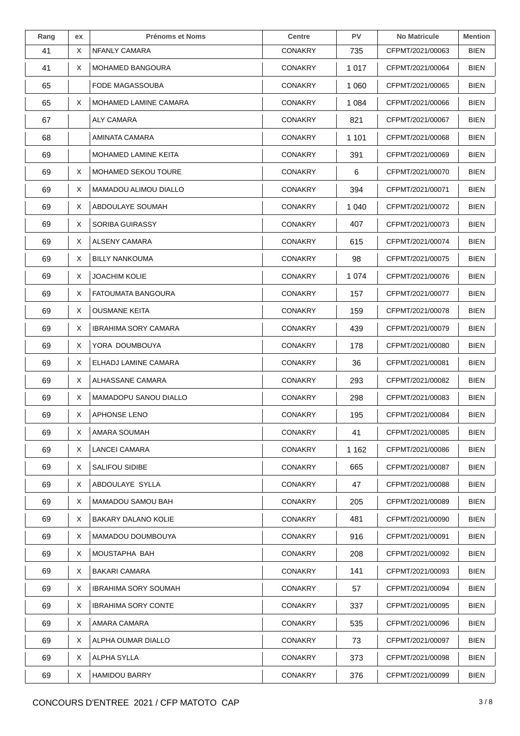| Rang | ex | Prénoms et Noms | Centre | PV | No Matricule | Mention |
|---|---|---|---|---|---|---|
| 41 | X | NFANLY CAMARA | CONAKRY | 735 | CFPMT/2021/00063 | BIEN |
| 41 | X | MOHAMED BANGOURA | CONAKRY | 1 017 | CFPMT/2021/00064 | BIEN |
| 65 | | FODE MAGASSOUBA | CONAKRY | 1 060 | CFPMT/2021/00065 | BIEN |
| 65 | X | MOHAMED LAMINE CAMARA | CONAKRY | 1 084 | CFPMT/2021/00066 | BIEN |
| 67 | | ALY CAMARA | CONAKRY | 821 | CFPMT/2021/00067 | BIEN |
| 68 | | AMINATA CAMARA | CONAKRY | 1 101 | CFPMT/2021/00068 | BIEN |
| 69 | | MOHAMED LAMINE KEITA | CONAKRY | 391 | CFPMT/2021/00069 | BIEN |
| 69 | X | MOHAMED SEKOU TOURE | CONAKRY | 6 | CFPMT/2021/00070 | BIEN |
| 69 | X | MAMADOU ALIMOU DIALLO | CONAKRY | 394 | CFPMT/2021/00071 | BIEN |
| 69 | X | ABDOULAYE SOUMAH | CONAKRY | 1 040 | CFPMT/2021/00072 | BIEN |
| 69 | X | SORIBA GUIRASSY | CONAKRY | 407 | CFPMT/2021/00073 | BIEN |
| 69 | X | ALSENY CAMARA | CONAKRY | 615 | CFPMT/2021/00074 | BIEN |
| 69 | X | BILLY NANKOUMA | CONAKRY | 98 | CFPMT/2021/00075 | BIEN |
| 69 | X | JOACHIM KOLIE | CONAKRY | 1 074 | CFPMT/2021/00076 | BIEN |
| 69 | X | FATOUMATA BANGOURA | CONAKRY | 157 | CFPMT/2021/00077 | BIEN |
| 69 | X | OUSMANE KEITA | CONAKRY | 159 | CFPMT/2021/00078 | BIEN |
| 69 | X | IBRAHIMA SORY CAMARA | CONAKRY | 439 | CFPMT/2021/00079 | BIEN |
| 69 | X | YORA DOUMBOUYA | CONAKRY | 178 | CFPMT/2021/00080 | BIEN |
| 69 | X | ELHADJ LAMINE CAMARA | CONAKRY | 36 | CFPMT/2021/00081 | BIEN |
| 69 | X | ALHASSANE CAMARA | CONAKRY | 293 | CFPMT/2021/00082 | BIEN |
| 69 | X | MAMADOPU SANOU DIALLO | CONAKRY | 298 | CFPMT/2021/00083 | BIEN |
| 69 | X | APHONSE LENO | CONAKRY | 195 | CFPMT/2021/00084 | BIEN |
| 69 | X | AMARA SOUMAH | CONAKRY | 41 | CFPMT/2021/00085 | BIEN |
| 69 | X | LANCEI CAMARA | CONAKRY | 1 162 | CFPMT/2021/00086 | BIEN |
| 69 | X | SALIFOU SIDIBE | CONAKRY | 665 | CFPMT/2021/00087 | BIEN |
| 69 | X | ABDOULAYE SYLLA | CONAKRY | 47 | CFPMT/2021/00088 | BIEN |
| 69 | X | MAMADOU SAMOU BAH | CONAKRY | 205 | CFPMT/2021/00089 | BIEN |
| 69 | X | BAKARY DALANO KOLIE | CONAKRY | 481 | CFPMT/2021/00090 | BIEN |
| 69 | X | MAMADOU DOUMBOUYA | CONAKRY | 916 | CFPMT/2021/00091 | BIEN |
| 69 | X | MOUSTAPHA BAH | CONAKRY | 208 | CFPMT/2021/00092 | BIEN |
| 69 | X | BAKARI CAMARA | CONAKRY | 141 | CFPMT/2021/00093 | BIEN |
| 69 | X | IBRAHIMA SORY SOUMAH | CONAKRY | 57 | CFPMT/2021/00094 | BIEN |
| 69 | X | IBRAHIMA SORY CONTE | CONAKRY | 337 | CFPMT/2021/00095 | BIEN |
| 69 | X | AMARA CAMARA | CONAKRY | 535 | CFPMT/2021/00096 | BIEN |
| 69 | X | ALPHA OUMAR DIALLO | CONAKRY | 73 | CFPMT/2021/00097 | BIEN |
| 69 | X | ALPHA SYLLA | CONAKRY | 373 | CFPMT/2021/00098 | BIEN |
| 69 | X | HAMIDOU BARRY | CONAKRY | 376 | CFPMT/2021/00099 | BIEN |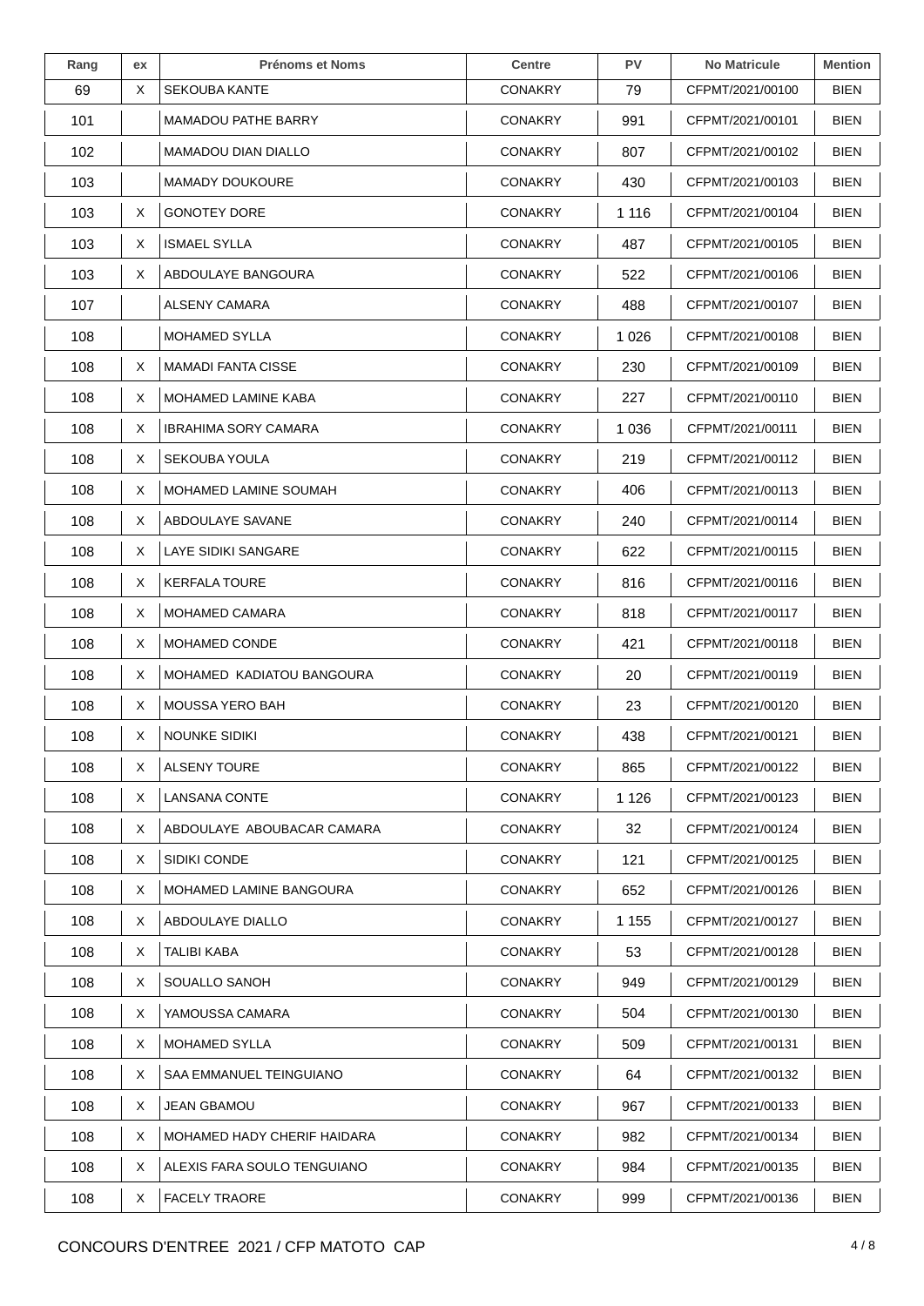| Rang | ex | Prénoms et Noms | Centre | PV | No Matricule | Mention |
|---|---|---|---|---|---|---|
| 69 | X | SEKOUBA KANTE | CONAKRY | 79 | CFPMT/2021/00100 | BIEN |
| 101 | | MAMADOU PATHE BARRY | CONAKRY | 991 | CFPMT/2021/00101 | BIEN |
| 102 | | MAMADOU DIAN DIALLO | CONAKRY | 807 | CFPMT/2021/00102 | BIEN |
| 103 | | MAMADY DOUKOURE | CONAKRY | 430 | CFPMT/2021/00103 | BIEN |
| 103 | X | GONOTEY DORE | CONAKRY | 1 116 | CFPMT/2021/00104 | BIEN |
| 103 | X | ISMAEL SYLLA | CONAKRY | 487 | CFPMT/2021/00105 | BIEN |
| 103 | X | ABDOULAYE BANGOURA | CONAKRY | 522 | CFPMT/2021/00106 | BIEN |
| 107 | | ALSENY CAMARA | CONAKRY | 488 | CFPMT/2021/00107 | BIEN |
| 108 | | MOHAMED SYLLA | CONAKRY | 1 026 | CFPMT/2021/00108 | BIEN |
| 108 | X | MAMADI FANTA CISSE | CONAKRY | 230 | CFPMT/2021/00109 | BIEN |
| 108 | X | MOHAMED LAMINE KABA | CONAKRY | 227 | CFPMT/2021/00110 | BIEN |
| 108 | X | IBRAHIMA SORY CAMARA | CONAKRY | 1 036 | CFPMT/2021/00111 | BIEN |
| 108 | X | SEKOUBA YOULA | CONAKRY | 219 | CFPMT/2021/00112 | BIEN |
| 108 | X | MOHAMED LAMINE SOUMAH | CONAKRY | 406 | CFPMT/2021/00113 | BIEN |
| 108 | X | ABDOULAYE SAVANE | CONAKRY | 240 | CFPMT/2021/00114 | BIEN |
| 108 | X | LAYE SIDIKI SANGARE | CONAKRY | 622 | CFPMT/2021/00115 | BIEN |
| 108 | X | KERFALA TOURE | CONAKRY | 816 | CFPMT/2021/00116 | BIEN |
| 108 | X | MOHAMED CAMARA | CONAKRY | 818 | CFPMT/2021/00117 | BIEN |
| 108 | X | MOHAMED CONDE | CONAKRY | 421 | CFPMT/2021/00118 | BIEN |
| 108 | X | MOHAMED KADIATOU BANGOURA | CONAKRY | 20 | CFPMT/2021/00119 | BIEN |
| 108 | X | MOUSSA YERO BAH | CONAKRY | 23 | CFPMT/2021/00120 | BIEN |
| 108 | X | NOUNKE SIDIKI | CONAKRY | 438 | CFPMT/2021/00121 | BIEN |
| 108 | X | ALSENY TOURE | CONAKRY | 865 | CFPMT/2021/00122 | BIEN |
| 108 | X | LANSANA CONTE | CONAKRY | 1 126 | CFPMT/2021/00123 | BIEN |
| 108 | X | ABDOULAYE ABOUBACAR CAMARA | CONAKRY | 32 | CFPMT/2021/00124 | BIEN |
| 108 | X | SIDIKI CONDE | CONAKRY | 121 | CFPMT/2021/00125 | BIEN |
| 108 | X | MOHAMED LAMINE BANGOURA | CONAKRY | 652 | CFPMT/2021/00126 | BIEN |
| 108 | X | ABDOULAYE DIALLO | CONAKRY | 1 155 | CFPMT/2021/00127 | BIEN |
| 108 | X | TALIBI KABA | CONAKRY | 53 | CFPMT/2021/00128 | BIEN |
| 108 | X | SOUALLO SANOH | CONAKRY | 949 | CFPMT/2021/00129 | BIEN |
| 108 | X | YAMOUSSA CAMARA | CONAKRY | 504 | CFPMT/2021/00130 | BIEN |
| 108 | X | MOHAMED SYLLA | CONAKRY | 509 | CFPMT/2021/00131 | BIEN |
| 108 | X | SAA EMMANUEL TEINGUIANO | CONAKRY | 64 | CFPMT/2021/00132 | BIEN |
| 108 | X | JEAN GBAMOU | CONAKRY | 967 | CFPMT/2021/00133 | BIEN |
| 108 | X | MOHAMED HADY CHERIF HAIDARA | CONAKRY | 982 | CFPMT/2021/00134 | BIEN |
| 108 | X | ALEXIS FARA SOULO TENGUIANO | CONAKRY | 984 | CFPMT/2021/00135 | BIEN |
| 108 | X | FACELY TRAORE | CONAKRY | 999 | CFPMT/2021/00136 | BIEN |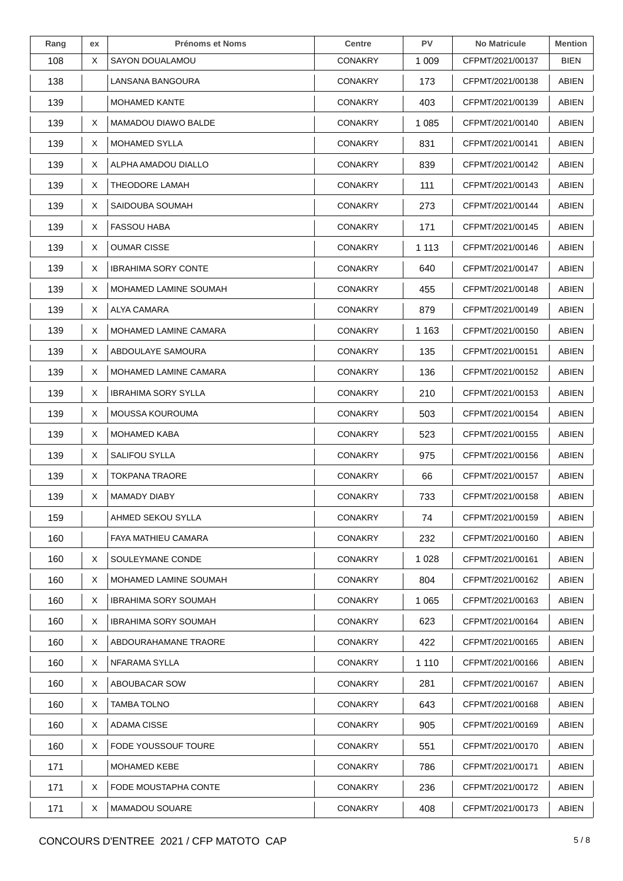| Rang | ex | Prénoms et Noms | Centre | PV | No Matricule | Mention |
|---|---|---|---|---|---|---|
| 108 | X | SAYON DOUALAMOU | CONAKRY | 1 009 | CFPMT/2021/00137 | BIEN |
| 138 | | LANSANA BANGOURA | CONAKRY | 173 | CFPMT/2021/00138 | ABIEN |
| 139 | | MOHAMED KANTE | CONAKRY | 403 | CFPMT/2021/00139 | ABIEN |
| 139 | X | MAMADOU DIAWO BALDE | CONAKRY | 1 085 | CFPMT/2021/00140 | ABIEN |
| 139 | X | MOHAMED SYLLA | CONAKRY | 831 | CFPMT/2021/00141 | ABIEN |
| 139 | X | ALPHA AMADOU DIALLO | CONAKRY | 839 | CFPMT/2021/00142 | ABIEN |
| 139 | X | THEODORE LAMAH | CONAKRY | 111 | CFPMT/2021/00143 | ABIEN |
| 139 | X | SAIDOUBA SOUMAH | CONAKRY | 273 | CFPMT/2021/00144 | ABIEN |
| 139 | X | FASSOU HABA | CONAKRY | 171 | CFPMT/2021/00145 | ABIEN |
| 139 | X | OUMAR CISSE | CONAKRY | 1 113 | CFPMT/2021/00146 | ABIEN |
| 139 | X | IBRAHIMA SORY CONTE | CONAKRY | 640 | CFPMT/2021/00147 | ABIEN |
| 139 | X | MOHAMED LAMINE SOUMAH | CONAKRY | 455 | CFPMT/2021/00148 | ABIEN |
| 139 | X | ALYA CAMARA | CONAKRY | 879 | CFPMT/2021/00149 | ABIEN |
| 139 | X | MOHAMED LAMINE CAMARA | CONAKRY | 1 163 | CFPMT/2021/00150 | ABIEN |
| 139 | X | ABDOULAYE SAMOURA | CONAKRY | 135 | CFPMT/2021/00151 | ABIEN |
| 139 | X | MOHAMED LAMINE CAMARA | CONAKRY | 136 | CFPMT/2021/00152 | ABIEN |
| 139 | X | IBRAHIMA SORY SYLLA | CONAKRY | 210 | CFPMT/2021/00153 | ABIEN |
| 139 | X | MOUSSA KOUROUMA | CONAKRY | 503 | CFPMT/2021/00154 | ABIEN |
| 139 | X | MOHAMED KABA | CONAKRY | 523 | CFPMT/2021/00155 | ABIEN |
| 139 | X | SALIFOU SYLLA | CONAKRY | 975 | CFPMT/2021/00156 | ABIEN |
| 139 | X | TOKPANA TRAORE | CONAKRY | 66 | CFPMT/2021/00157 | ABIEN |
| 139 | X | MAMADY DIABY | CONAKRY | 733 | CFPMT/2021/00158 | ABIEN |
| 159 | | AHMED SEKOU SYLLA | CONAKRY | 74 | CFPMT/2021/00159 | ABIEN |
| 160 | | FAYA MATHIEU CAMARA | CONAKRY | 232 | CFPMT/2021/00160 | ABIEN |
| 160 | X | SOULEYMANE CONDE | CONAKRY | 1 028 | CFPMT/2021/00161 | ABIEN |
| 160 | X | MOHAMED LAMINE SOUMAH | CONAKRY | 804 | CFPMT/2021/00162 | ABIEN |
| 160 | X | IBRAHIMA SORY SOUMAH | CONAKRY | 1 065 | CFPMT/2021/00163 | ABIEN |
| 160 | X | IBRAHIMA SORY SOUMAH | CONAKRY | 623 | CFPMT/2021/00164 | ABIEN |
| 160 | X | ABDOURAHAMANE TRAORE | CONAKRY | 422 | CFPMT/2021/00165 | ABIEN |
| 160 | X | NFARAMA SYLLA | CONAKRY | 1 110 | CFPMT/2021/00166 | ABIEN |
| 160 | X | ABOUBACAR SOW | CONAKRY | 281 | CFPMT/2021/00167 | ABIEN |
| 160 | X | TAMBA TOLNO | CONAKRY | 643 | CFPMT/2021/00168 | ABIEN |
| 160 | X | ADAMA CISSE | CONAKRY | 905 | CFPMT/2021/00169 | ABIEN |
| 160 | X | FODE YOUSSOUF TOURE | CONAKRY | 551 | CFPMT/2021/00170 | ABIEN |
| 171 | | MOHAMED KEBE | CONAKRY | 786 | CFPMT/2021/00171 | ABIEN |
| 171 | X | FODE MOUSTAPHA CONTE | CONAKRY | 236 | CFPMT/2021/00172 | ABIEN |
| 171 | X | MAMADOU SOUARE | CONAKRY | 408 | CFPMT/2021/00173 | ABIEN |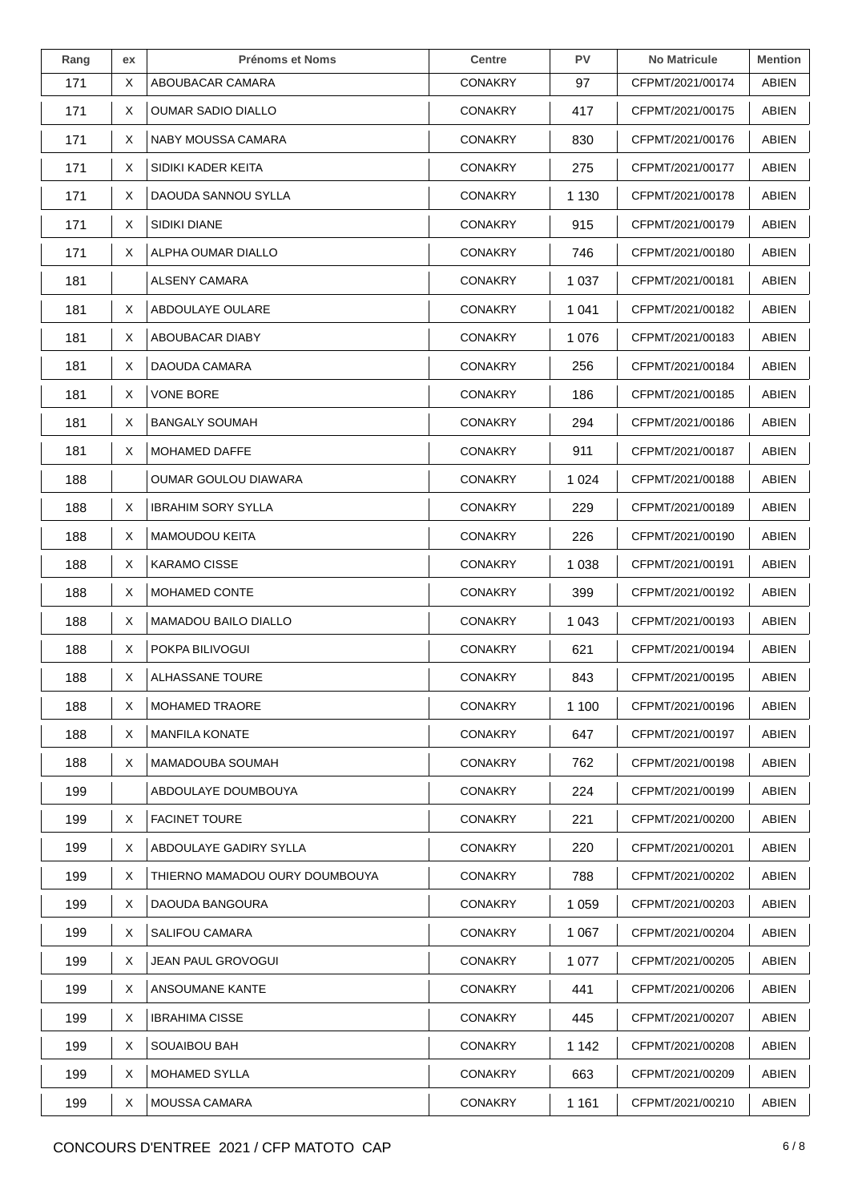| Rang | ex | Prénoms et Noms | Centre | PV | No Matricule | Mention |
|---|---|---|---|---|---|---|
| 171 | X | ABOUBACAR CAMARA | CONAKRY | 97 | CFPMT/2021/00174 | ABIEN |
| 171 | X | OUMAR SADIO DIALLO | CONAKRY | 417 | CFPMT/2021/00175 | ABIEN |
| 171 | X | NABY MOUSSA CAMARA | CONAKRY | 830 | CFPMT/2021/00176 | ABIEN |
| 171 | X | SIDIKI KADER KEITA | CONAKRY | 275 | CFPMT/2021/00177 | ABIEN |
| 171 | X | DAOUDA SANNOU SYLLA | CONAKRY | 1 130 | CFPMT/2021/00178 | ABIEN |
| 171 | X | SIDIKI DIANE | CONAKRY | 915 | CFPMT/2021/00179 | ABIEN |
| 171 | X | ALPHA OUMAR DIALLO | CONAKRY | 746 | CFPMT/2021/00180 | ABIEN |
| 181 | | ALSENY CAMARA | CONAKRY | 1 037 | CFPMT/2021/00181 | ABIEN |
| 181 | X | ABDOULAYE OULARE | CONAKRY | 1 041 | CFPMT/2021/00182 | ABIEN |
| 181 | X | ABOUBACAR DIABY | CONAKRY | 1 076 | CFPMT/2021/00183 | ABIEN |
| 181 | X | DAOUDA CAMARA | CONAKRY | 256 | CFPMT/2021/00184 | ABIEN |
| 181 | X | VONE BORE | CONAKRY | 186 | CFPMT/2021/00185 | ABIEN |
| 181 | X | BANGALY SOUMAH | CONAKRY | 294 | CFPMT/2021/00186 | ABIEN |
| 181 | X | MOHAMED DAFFE | CONAKRY | 911 | CFPMT/2021/00187 | ABIEN |
| 188 | | OUMAR GOULOU DIAWARA | CONAKRY | 1 024 | CFPMT/2021/00188 | ABIEN |
| 188 | X | IBRAHIM SORY SYLLA | CONAKRY | 229 | CFPMT/2021/00189 | ABIEN |
| 188 | X | MAMOUDOU KEITA | CONAKRY | 226 | CFPMT/2021/00190 | ABIEN |
| 188 | X | KARAMO CISSE | CONAKRY | 1 038 | CFPMT/2021/00191 | ABIEN |
| 188 | X | MOHAMED CONTE | CONAKRY | 399 | CFPMT/2021/00192 | ABIEN |
| 188 | X | MAMADOU BAILO DIALLO | CONAKRY | 1 043 | CFPMT/2021/00193 | ABIEN |
| 188 | X | POKPA BILIVOGUI | CONAKRY | 621 | CFPMT/2021/00194 | ABIEN |
| 188 | X | ALHASSANE TOURE | CONAKRY | 843 | CFPMT/2021/00195 | ABIEN |
| 188 | X | MOHAMED TRAORE | CONAKRY | 1 100 | CFPMT/2021/00196 | ABIEN |
| 188 | X | MANFILA KONATE | CONAKRY | 647 | CFPMT/2021/00197 | ABIEN |
| 188 | X | MAMADOUBA SOUMAH | CONAKRY | 762 | CFPMT/2021/00198 | ABIEN |
| 199 | | ABDOULAYE DOUMBOUYA | CONAKRY | 224 | CFPMT/2021/00199 | ABIEN |
| 199 | X | FACINET TOURE | CONAKRY | 221 | CFPMT/2021/00200 | ABIEN |
| 199 | X | ABDOULAYE GADIRY SYLLA | CONAKRY | 220 | CFPMT/2021/00201 | ABIEN |
| 199 | X | THIERNO MAMADOU OURY DOUMBOUYA | CONAKRY | 788 | CFPMT/2021/00202 | ABIEN |
| 199 | X | DAOUDA BANGOURA | CONAKRY | 1 059 | CFPMT/2021/00203 | ABIEN |
| 199 | X | SALIFOU CAMARA | CONAKRY | 1 067 | CFPMT/2021/00204 | ABIEN |
| 199 | X | JEAN PAUL GROVOGUI | CONAKRY | 1 077 | CFPMT/2021/00205 | ABIEN |
| 199 | X | ANSOUMANE KANTE | CONAKRY | 441 | CFPMT/2021/00206 | ABIEN |
| 199 | X | IBRAHIMA CISSE | CONAKRY | 445 | CFPMT/2021/00207 | ABIEN |
| 199 | X | SOUAIBOU BAH | CONAKRY | 1 142 | CFPMT/2021/00208 | ABIEN |
| 199 | X | MOHAMED SYLLA | CONAKRY | 663 | CFPMT/2021/00209 | ABIEN |
| 199 | X | MOUSSA CAMARA | CONAKRY | 1 161 | CFPMT/2021/00210 | ABIEN |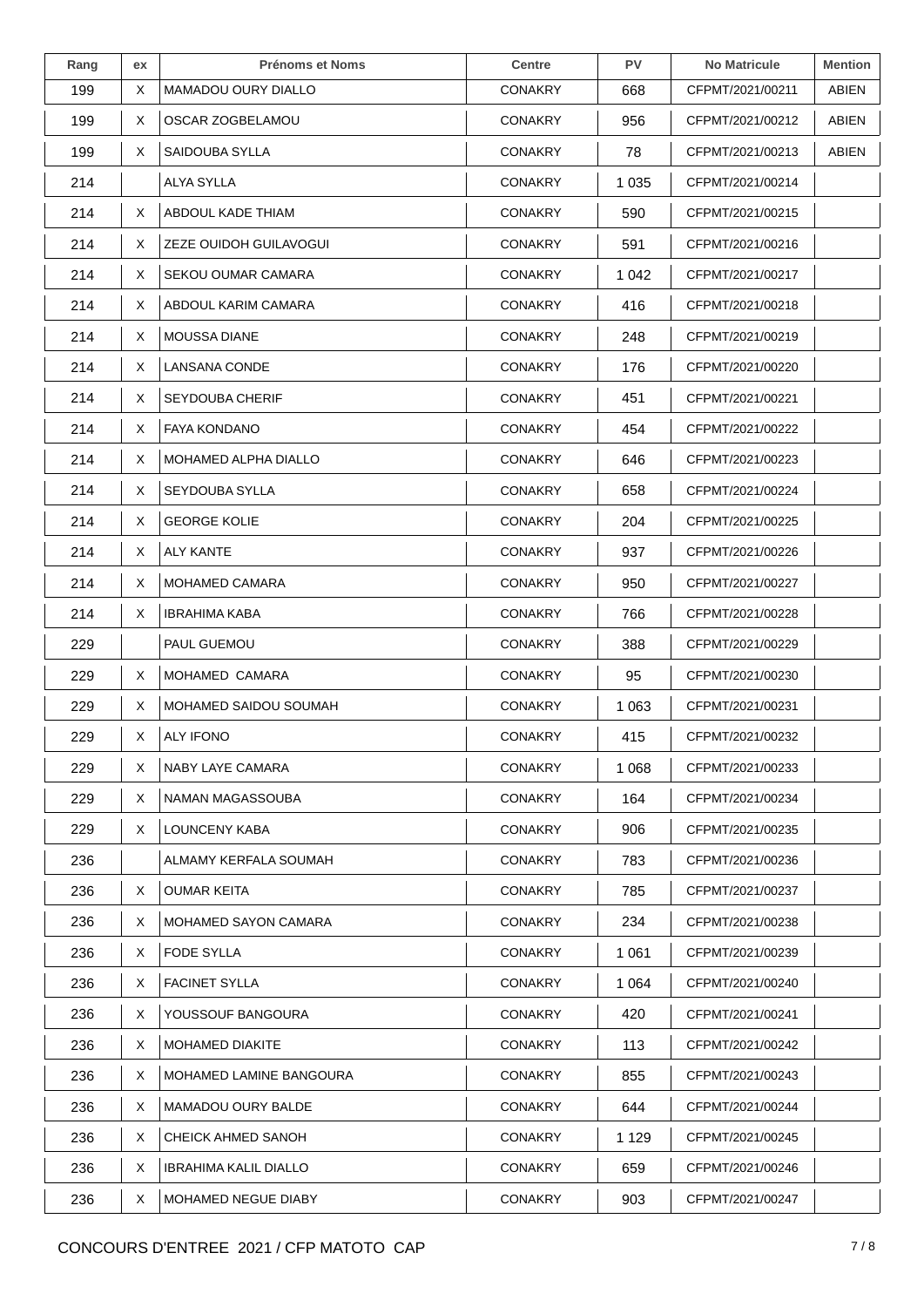| Rang | ex | Prénoms et Noms | Centre | PV | No Matricule | Mention |
|---|---|---|---|---|---|---|
| 199 | X | MAMADOU OURY DIALLO | CONAKRY | 668 | CFPMT/2021/00211 | ABIEN |
| 199 | X | OSCAR ZOGBELAMOU | CONAKRY | 956 | CFPMT/2021/00212 | ABIEN |
| 199 | X | SAIDOUBA SYLLA | CONAKRY | 78 | CFPMT/2021/00213 | ABIEN |
| 214 | | ALYA SYLLA | CONAKRY | 1 035 | CFPMT/2021/00214 | |
| 214 | X | ABDOUL KADE THIAM | CONAKRY | 590 | CFPMT/2021/00215 | |
| 214 | X | ZEZE OUIDOH GUILAVOGUI | CONAKRY | 591 | CFPMT/2021/00216 | |
| 214 | X | SEKOU OUMAR CAMARA | CONAKRY | 1 042 | CFPMT/2021/00217 | |
| 214 | X | ABDOUL KARIM CAMARA | CONAKRY | 416 | CFPMT/2021/00218 | |
| 214 | X | MOUSSA DIANE | CONAKRY | 248 | CFPMT/2021/00219 | |
| 214 | X | LANSANA CONDE | CONAKRY | 176 | CFPMT/2021/00220 | |
| 214 | X | SEYDOUBA CHERIF | CONAKRY | 451 | CFPMT/2021/00221 | |
| 214 | X | FAYA KONDANO | CONAKRY | 454 | CFPMT/2021/00222 | |
| 214 | X | MOHAMED ALPHA DIALLO | CONAKRY | 646 | CFPMT/2021/00223 | |
| 214 | X | SEYDOUBA SYLLA | CONAKRY | 658 | CFPMT/2021/00224 | |
| 214 | X | GEORGE KOLIE | CONAKRY | 204 | CFPMT/2021/00225 | |
| 214 | X | ALY KANTE | CONAKRY | 937 | CFPMT/2021/00226 | |
| 214 | X | MOHAMED CAMARA | CONAKRY | 950 | CFPMT/2021/00227 | |
| 214 | X | IBRAHIMA KABA | CONAKRY | 766 | CFPMT/2021/00228 | |
| 229 | | PAUL GUEMOU | CONAKRY | 388 | CFPMT/2021/00229 | |
| 229 | X | MOHAMED  CAMARA | CONAKRY | 95 | CFPMT/2021/00230 | |
| 229 | X | MOHAMED SAIDOU SOUMAH | CONAKRY | 1 063 | CFPMT/2021/00231 | |
| 229 | X | ALY IFONO | CONAKRY | 415 | CFPMT/2021/00232 | |
| 229 | X | NABY LAYE CAMARA | CONAKRY | 1 068 | CFPMT/2021/00233 | |
| 229 | X | NAMAN MAGASSOUBA | CONAKRY | 164 | CFPMT/2021/00234 | |
| 229 | X | LOUNCENY KABA | CONAKRY | 906 | CFPMT/2021/00235 | |
| 236 | | ALMAMY KERFALA SOUMAH | CONAKRY | 783 | CFPMT/2021/00236 | |
| 236 | X | OUMAR KEITA | CONAKRY | 785 | CFPMT/2021/00237 | |
| 236 | X | MOHAMED SAYON CAMARA | CONAKRY | 234 | CFPMT/2021/00238 | |
| 236 | X | FODE SYLLA | CONAKRY | 1 061 | CFPMT/2021/00239 | |
| 236 | X | FACINET SYLLA | CONAKRY | 1 064 | CFPMT/2021/00240 | |
| 236 | X | YOUSSOUF BANGOURA | CONAKRY | 420 | CFPMT/2021/00241 | |
| 236 | X | MOHAMED DIAKITE | CONAKRY | 113 | CFPMT/2021/00242 | |
| 236 | X | MOHAMED LAMINE BANGOURA | CONAKRY | 855 | CFPMT/2021/00243 | |
| 236 | X | MAMADOU OURY BALDE | CONAKRY | 644 | CFPMT/2021/00244 | |
| 236 | X | CHEICK AHMED SANOH | CONAKRY | 1 129 | CFPMT/2021/00245 | |
| 236 | X | IBRAHIMA KALIL DIALLO | CONAKRY | 659 | CFPMT/2021/00246 | |
| 236 | X | MOHAMED NEGUE DIABY | CONAKRY | 903 | CFPMT/2021/00247 | |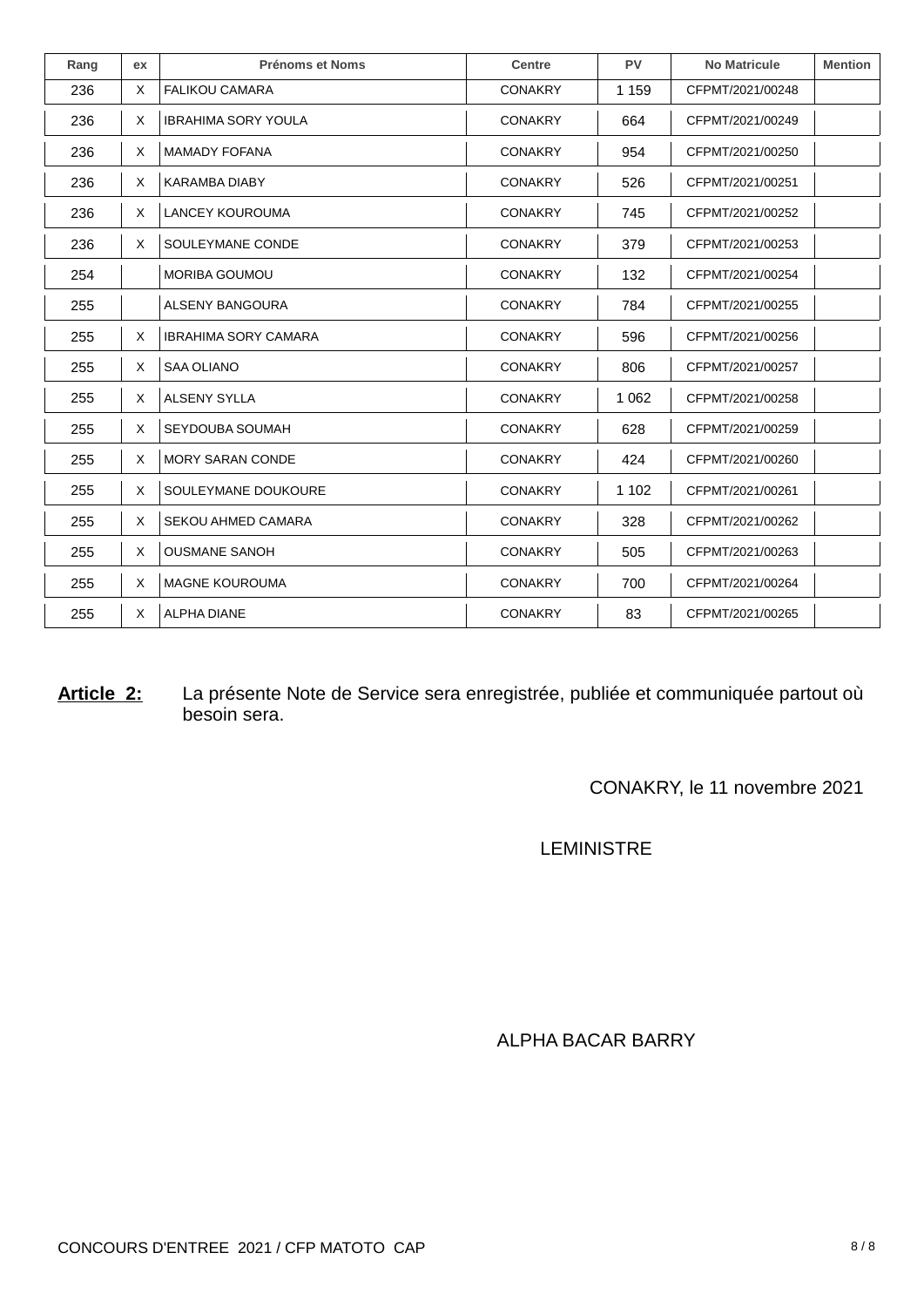| Rang | ex | Prénoms et Noms | Centre | PV | No Matricule | Mention |
|---|---|---|---|---|---|---|
| 236 | X | FALIKOU CAMARA | CONAKRY | 1 159 | CFPMT/2021/00248 | |
| 236 | X | IBRAHIMA SORY YOULA | CONAKRY | 664 | CFPMT/2021/00249 | |
| 236 | X | MAMADY FOFANA | CONAKRY | 954 | CFPMT/2021/00250 | |
| 236 | X | KARAMBA DIABY | CONAKRY | 526 | CFPMT/2021/00251 | |
| 236 | X | LANCEY KOUROUMA | CONAKRY | 745 | CFPMT/2021/00252 | |
| 236 | X | SOULEYMANE CONDE | CONAKRY | 379 | CFPMT/2021/00253 | |
| 254 | | MORIBA GOUMOU | CONAKRY | 132 | CFPMT/2021/00254 | |
| 255 | | ALSENY BANGOURA | CONAKRY | 784 | CFPMT/2021/00255 | |
| 255 | X | IBRAHIMA SORY CAMARA | CONAKRY | 596 | CFPMT/2021/00256 | |
| 255 | X | SAA OLIANO | CONAKRY | 806 | CFPMT/2021/00257 | |
| 255 | X | ALSENY SYLLA | CONAKRY | 1 062 | CFPMT/2021/00258 | |
| 255 | X | SEYDOUBA SOUMAH | CONAKRY | 628 | CFPMT/2021/00259 | |
| 255 | X | MORY SARAN CONDE | CONAKRY | 424 | CFPMT/2021/00260 | |
| 255 | X | SOULEYMANE DOUKOURE | CONAKRY | 1 102 | CFPMT/2021/00261 | |
| 255 | X | SEKOU AHMED CAMARA | CONAKRY | 328 | CFPMT/2021/00262 | |
| 255 | X | OUSMANE SANOH | CONAKRY | 505 | CFPMT/2021/00263 | |
| 255 | X | MAGNE KOUROUMA | CONAKRY | 700 | CFPMT/2021/00264 | |
| 255 | X | ALPHA DIANE | CONAKRY | 83 | CFPMT/2021/00265 | |

**Article 2:** La présente Note de Service sera enregistrée, publiée et communiquée partout où besoin sera.

CONAKRY, le 11 novembre 2021

LEMINISTRE

ALPHA BACAR BARRY